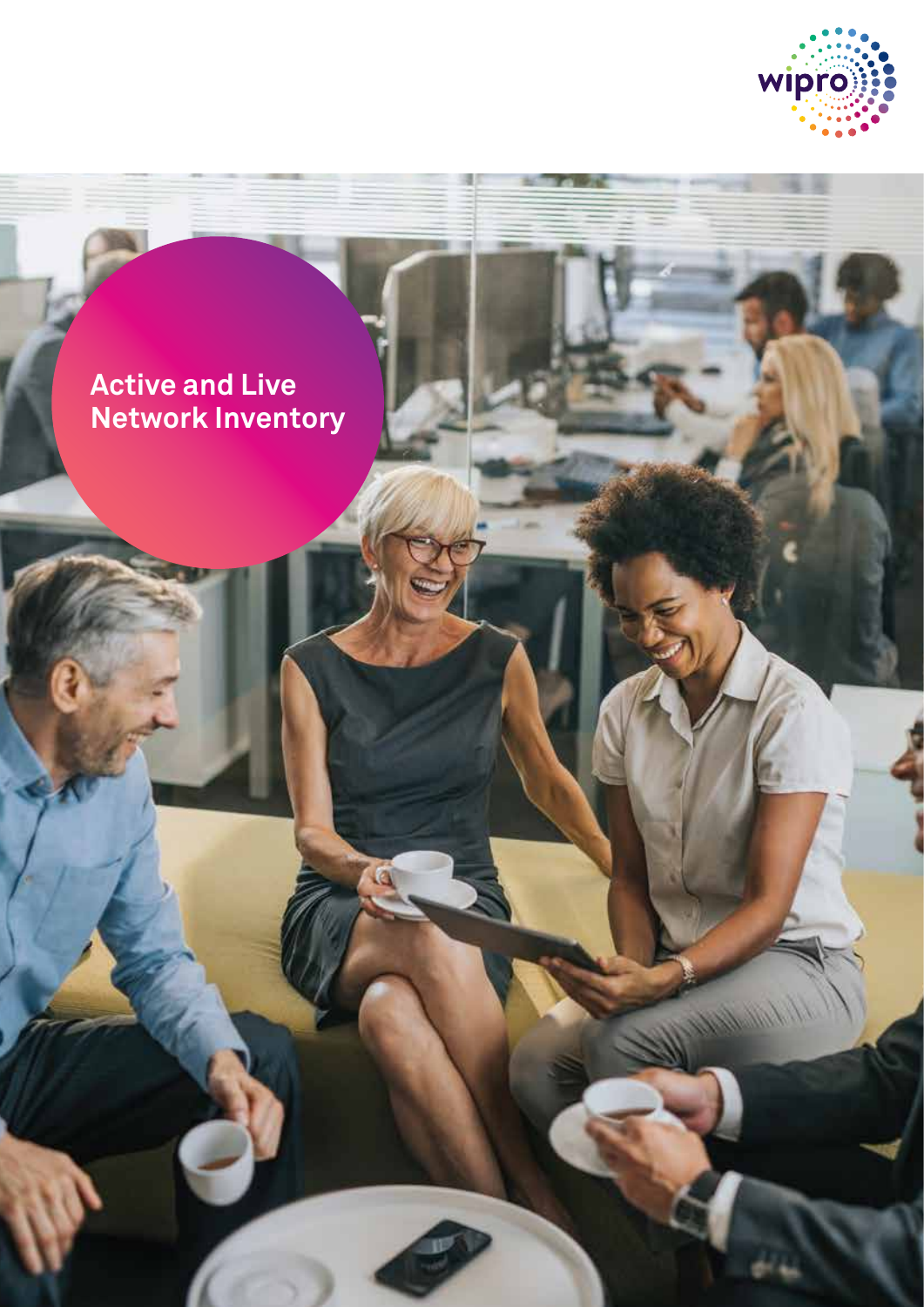# Active and Live Network Inventory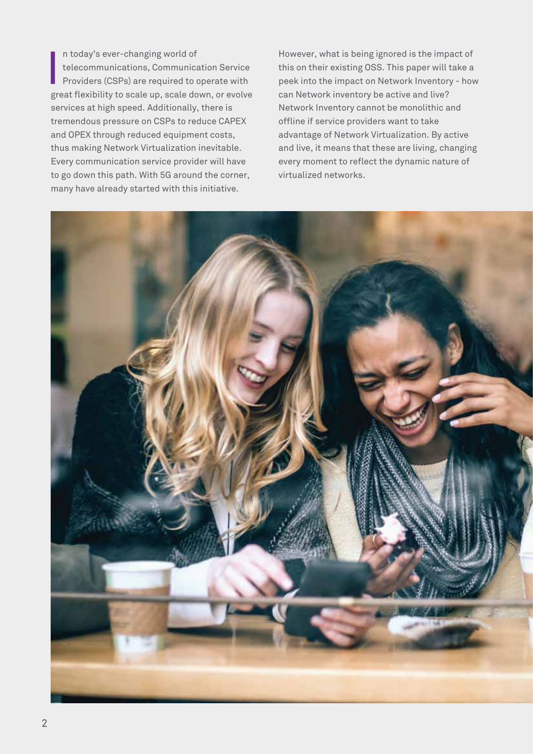In today's ever-changing world of telecommunications, Communication Service Providers (CSPs) are required to operate with great flexibility to scale up, scale down, or evolve services at high speed. Additionally, there is tremendous pressure on CSPs to reduce CAPEX and OPEX through reduced equipment costs, thus making Network Virtualization inevitable. Every communication service provider will have to go down this path. With 5G around the corner, many have already started with this initiative.

However, what is being ignored is the impact of this on their existing OSS. This paper will take a peek into the impact on Network Inventory - how can Network inventory be active and live? Network Inventory cannot be monolithic and offline if service providers want to take advantage of Network Virtualization. By active and live, it means that these are living, changing every moment to reflect the dynamic nature of virtualized networks.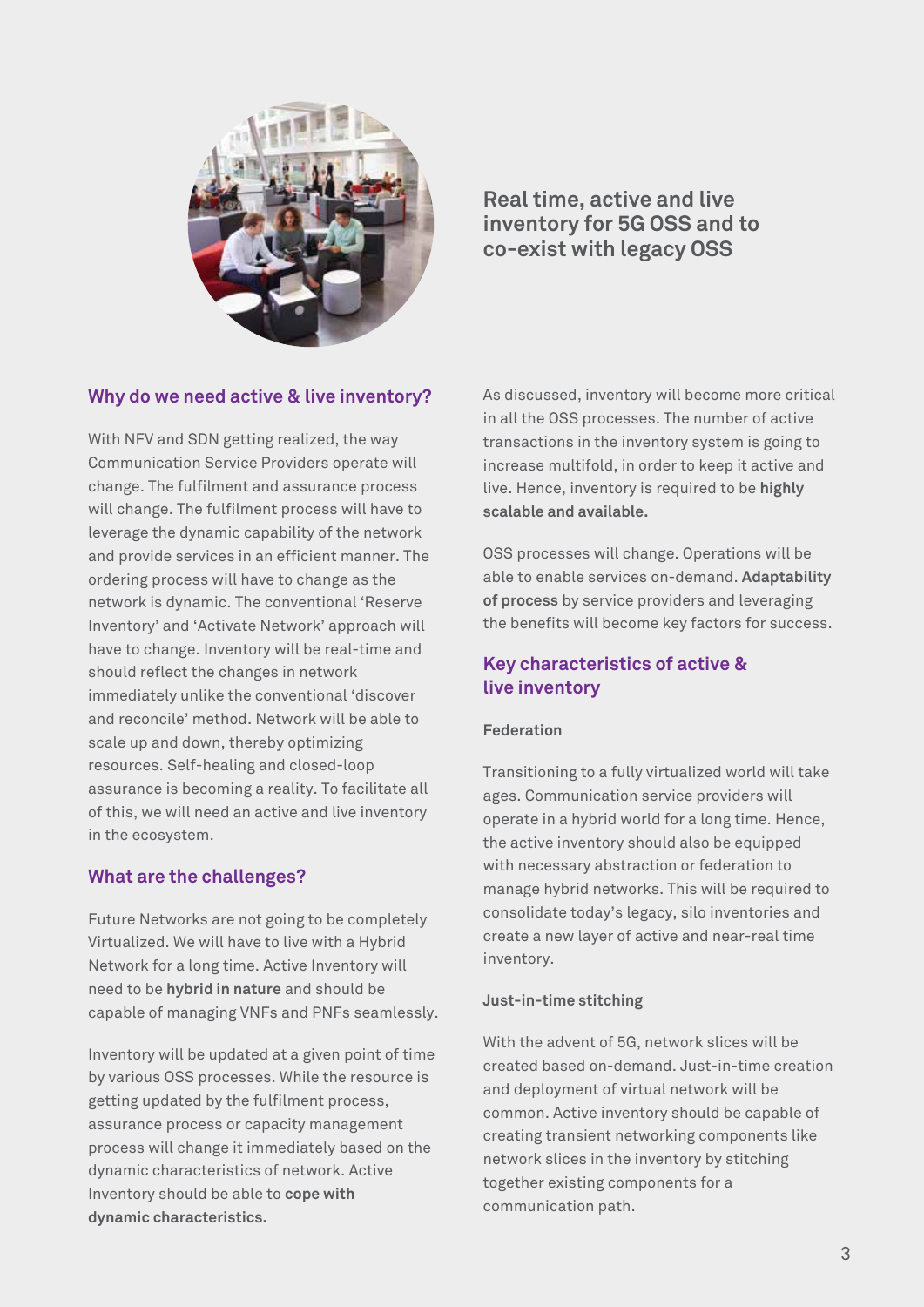## Real time, active and live inventory for 5G OSS and to co-exist with legacy OSS

### Why do we need active & live inventory?

With NFV and SDN getting realized, the way Communication Service Providers operate will change. The fulfilment and assurance process will change. The fulfilment process will have to leverage the dynamic capability of the network and provide services in an efficient manner. The ordering process will have to change as the network is dynamic. The conventional 'Reserve Inventory' and 'Activate Network' approach will have to change. Inventory will be real-time and should reflect the changes in network immediately unlike the conventional 'discover and reconcile' method. Network will be able to scale up and down, thereby optimizing resources. Self-healing and closed-loop assurance is becoming a reality. To facilitate all of this, we will need an active and live inventory in the ecosystem.

### What are the challenges?

Future Networks are not going to be completely Virtualized. We will have to live with a Hybrid Network for a long time. Active Inventory will need to be **hybrid in nature** and should be capable of managing VNFs and PNFs seamlessly.

Inventory will be updated at a given point of time by various OSS processes. While the resource is getting updated by the fulfilment process, assurance process or capacity management process will change it immediately based on the dynamic characteristics of network. Active Inventory should be able to **cope with dynamic characteristics.**

As discussed, inventory will become more critical in all the OSS processes. The number of active transactions in the inventory system is going to increase multifold, in order to keep it active and live. Hence, inventory is required to be **highly scalable and available.**

OSS processes will change. Operations will be able to enable services on-demand. **Adaptability of process** by service providers and leveraging the benefits will become key factors for success.

### Key characteristics of active & live inventory

#### Federation

Transitioning to a fully virtualized world will take ages. Communication service providers will operate in a hybrid world for a long time. Hence, the active inventory should also be equipped with necessary abstraction or federation to manage hybrid networks. This will be required to consolidate today's legacy, silo inventories and create a new layer of active and near-real time inventory.

#### Just-in-time stitching

With the advent of 5G, network slices will be created based on-demand. Just-in-time creation and deployment of virtual network will be common. Active inventory should be capable of creating transient networking components like network slices in the inventory by stitching together existing components for a communication path.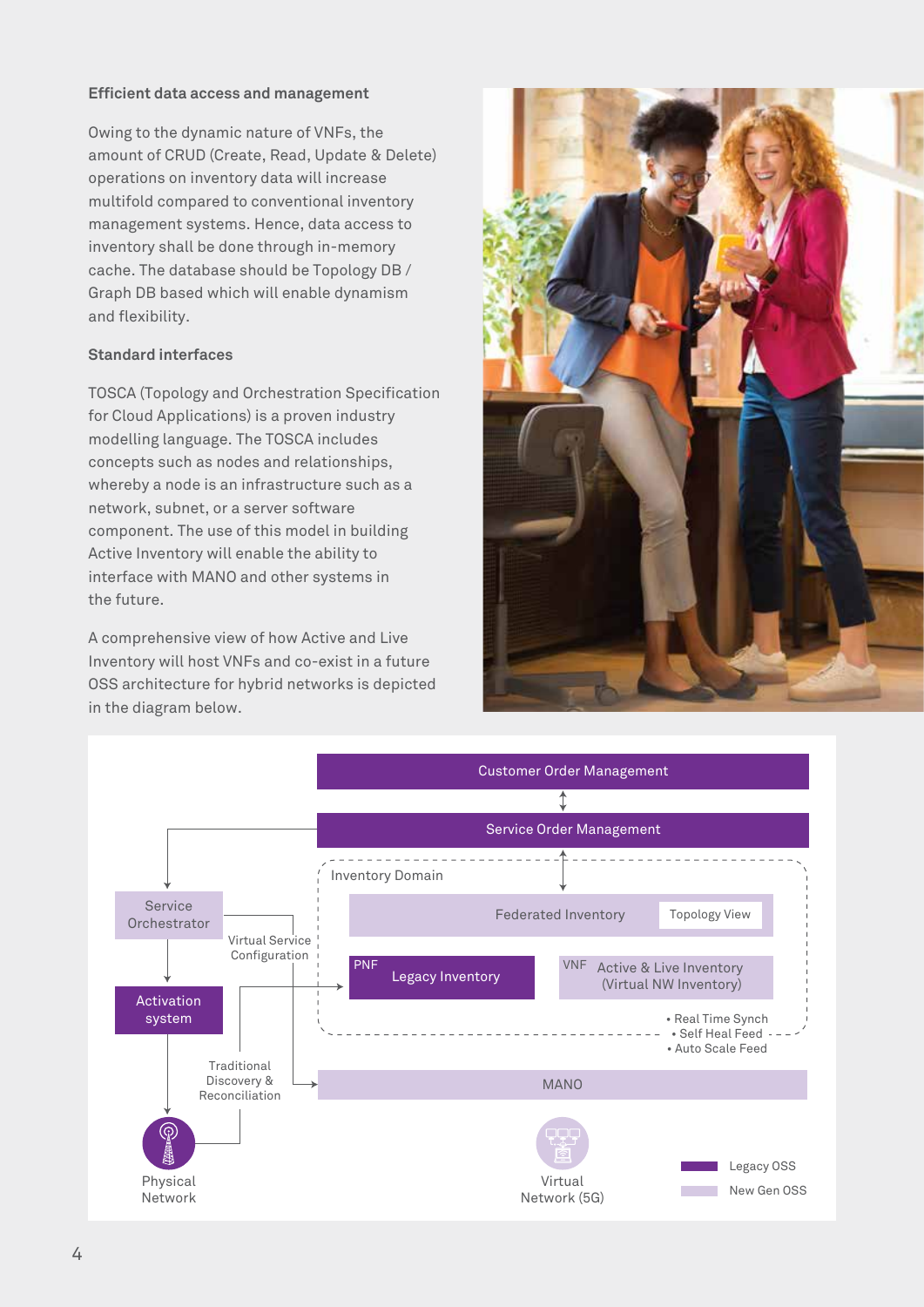### Efficient data access and management

Owing to the dynamic nature of VNFs, the amount of CRUD (Create, Read, Update & Delete) operations on inventory data will increase multifold compared to conventional inventory management systems. Hence, data access to inventory shall be done through in-memory cache. The database should be Topology DB / Graph DB based which will enable dynamism and flexibility.

### Standard interfaces

TOSCA (Topology and Orchestration Specification for Cloud Applications) is a proven industry modelling language. The TOSCA includes concepts such as nodes and relationships, whereby a node is an infrastructure such as a network, subnet, or a server software component. The use of this model in building Active Inventory will enable the ability to interface with MANO and other systems in the future.

A comprehensive view of how Active and Live Inventory will host VNFs and co-exist in a future OSS architecture for hybrid networks is depicted in the diagram below.

Customer Order Management

Service Order Management

Inventory Domain

Federated Inventory — Topology View

PNF Legacy Inventory

VNF Active & Live Inventory (Virtual NW Inventory)

- Real Time Synch
- Self Heal Feed
- Auto Scale Feed

Service Orchestrator

Virtual Service Configuration

Activation system

Traditional Discovery & Reconciliation

MANO

Physical Network

Virtual Network (5G)

Legacy OSS

New Gen OSS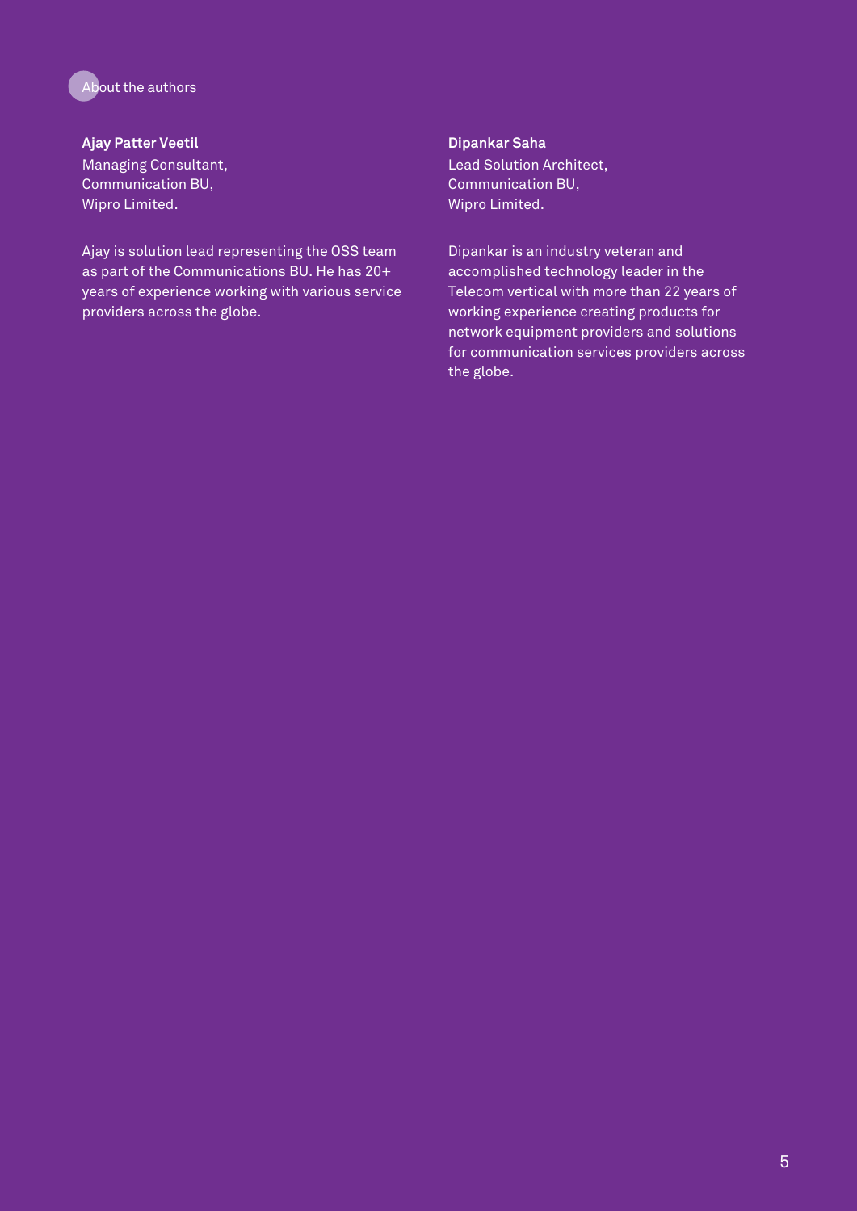## About the authors

**Ajay Patter Veetil**
Managing Consultant,
Communication BU,
Wipro Limited.

Ajay is solution lead representing the OSS team as part of the Communications BU. He has 20+ years of experience working with various service providers across the globe.

**Dipankar Saha**
Lead Solution Architect,
Communication BU,
Wipro Limited.

Dipankar is an industry veteran and accomplished technology leader in the Telecom vertical with more than 22 years of working experience creating products for network equipment providers and solutions for communication services providers across the globe.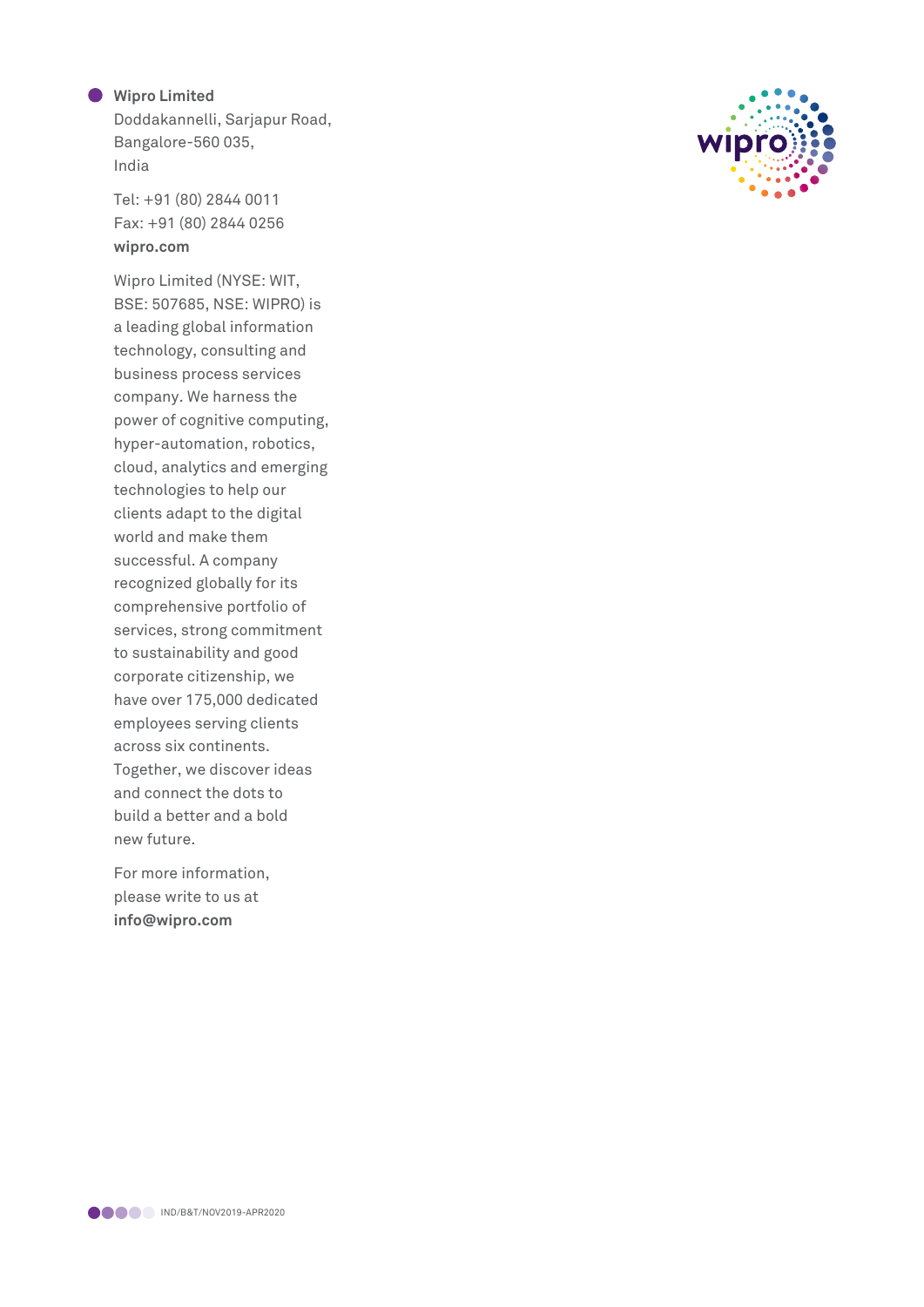**Wipro Limited**
Doddakannelli, Sarjapur Road,
Bangalore-560 035,
India

Tel: +91 (80) 2844 0011
Fax: +91 (80) 2844 0256
**wipro.com**

Wipro Limited (NYSE: WIT, BSE: 507685, NSE: WIPRO) is a leading global information technology, consulting and business process services company. We harness the power of cognitive computing, hyper-automation, robotics, cloud, analytics and emerging technologies to help our clients adapt to the digital world and make them successful. A company recognized globally for its comprehensive portfolio of services, strong commitment to sustainability and good corporate citizenship, we have over 175,000 dedicated employees serving clients across six continents. Together, we discover ideas and connect the dots to build a better and a bold new future.

For more information, please write to us at **info@wipro.com**

IND/B&T/NOV2019-APR2020